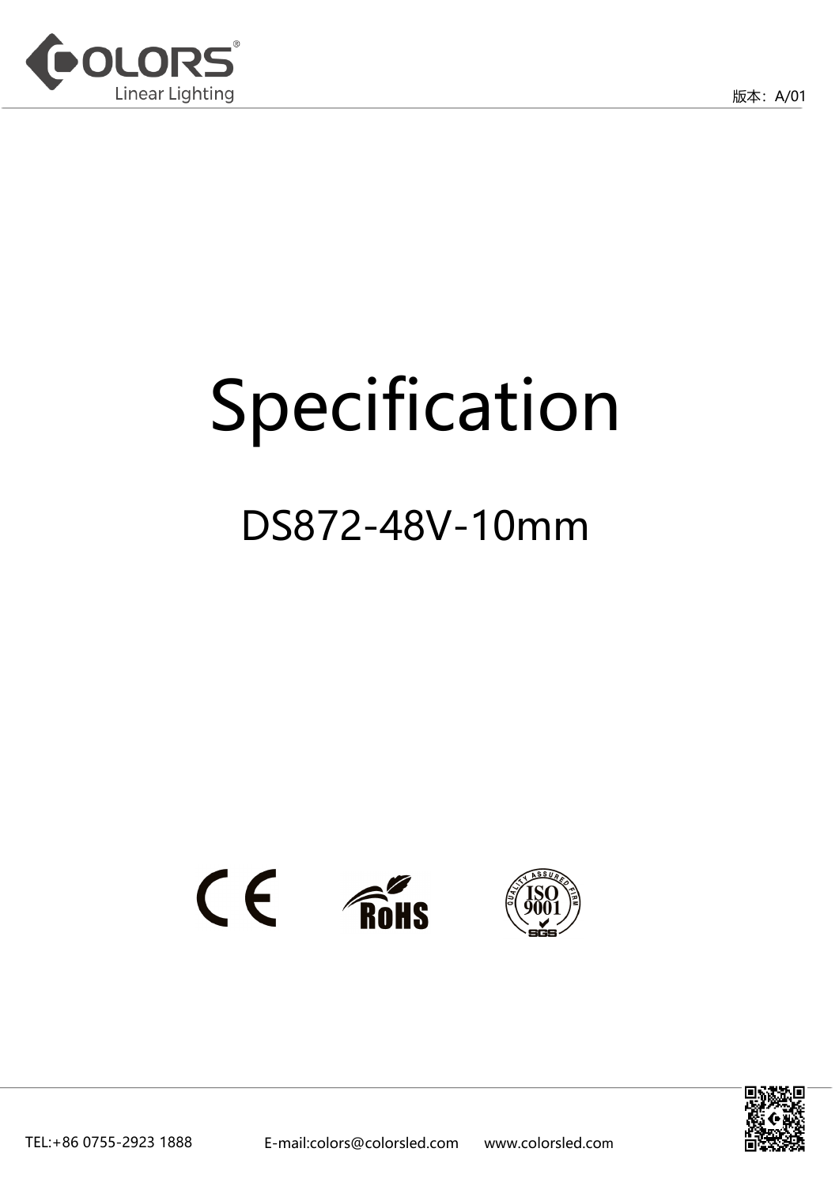# Specification

## DS872-48V-10mm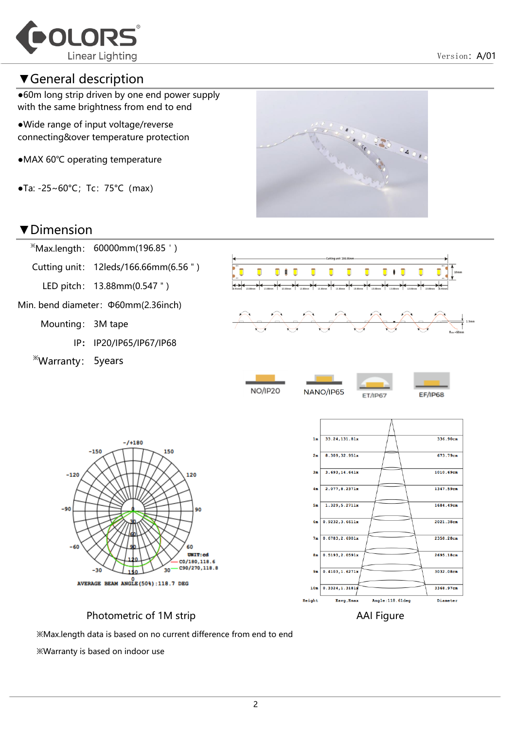## ▼General description

●60m long strip driven by one end power supply with the same brightness from end to end

●Wide range of input voltage/reverse connecting&over temperature protection

●MAX 60℃ operating temperature

●Ta: -25~60°C；Tc：75°C（max)

## ▼Dimension

※Max.length：60000mm(196.85＇)

Cutting unit：12leds/166.66mm(6.56＂)

LED pitch：13.88mm(0.547＂)

Min. bend diameter：Φ60mm(2.36inch)

Mounting：3M tape

IP：IP20/IP65/IP67/IP68

※Warranty：5years

NO/IP20 NANO/IP65 ET/IP67 EF/IP68

UNIT:cd
C0/180,118.6
C90/270,118.8

AVERAGE BEAM ANGLE(50%):118.7 DEG

Photometric of 1M strip

| Height | Eavg,Emax | Diameter |
|---|---|---|
| 1m | 33.24,131.81x | 336.90cm |
| 2m | 8.309,32.951x | 673.79cm |
| 3m | 3.693,14.641x | 1010.69cm |
| 4m | 2.077,8.2371x | 1347.59cm |
| 5m | 1.329,5.2711x | 1684.49cm |
| 6m | 0.9232,3.6611x | 2021.38cm |
| 7m | 0.6783,2.6901x | 2358.28cm |
| 8m | 0.5193,2.0591x | 2695.18cm |
| 9m | 0.4103,1.6271x | 3032.08cm |
| 10m | 0.3324,1.3181x | 3368.97cm |

Angle:118.61deg

AAI Figure

※Max.length data is based on no current difference from end to end

※Warranty is based on indoor use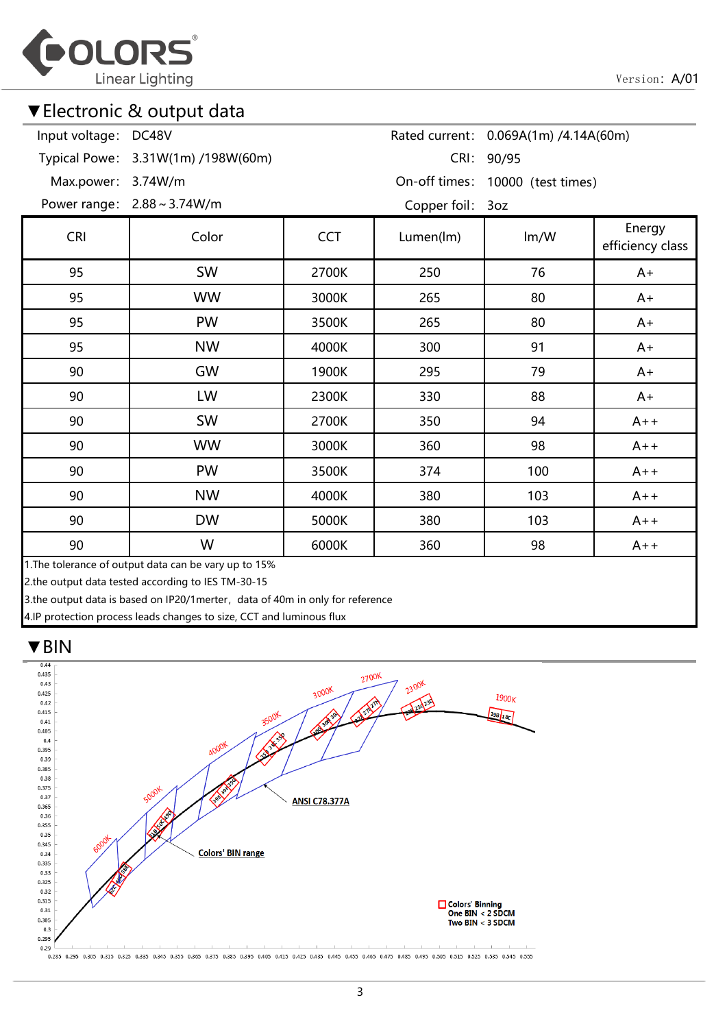## ▼Electronic & output data

| | | | |
|---|---|---|---|
| Input voltage: | DC48V | Rated current: | 0.069A(1m) /4.14A(60m) |
| Typical Powe: | 3.31W(1m) /198W(60m) | CRI: | 90/95 |
| Max.power: | 3.74W/m | On-off times: | 10000 (test times) |
| Power range: | 2.88～3.74W/m | Copper foil: | 3oz |

| CRI | Color | CCT | Lumen(lm) | lm/W | Energy efficiency class |
|---|---|---|---|---|---|
| 95 | SW | 2700K | 250 | 76 | A+ |
| 95 | WW | 3000K | 265 | 80 | A+ |
| 95 | PW | 3500K | 265 | 80 | A+ |
| 95 | NW | 4000K | 300 | 91 | A+ |
| 90 | GW | 1900K | 295 | 79 | A+ |
| 90 | LW | 2300K | 330 | 88 | A+ |
| 90 | SW | 2700K | 350 | 94 | A++ |
| 90 | WW | 3000K | 360 | 98 | A++ |
| 90 | PW | 3500K | 374 | 100 | A++ |
| 90 | NW | 4000K | 380 | 103 | A++ |
| 90 | DW | 5000K | 380 | 103 | A++ |
| 90 | W | 6000K | 360 | 98 | A++ |

1.The tolerance of output data can be vary up to 15%
2.the output data tested according to IES TM-30-15
3.the output data is based on IP20/1merter，data of 40m in only for reference
4.IP protection process leads changes to size, CCT and luminous flux

## ▼BIN

ANSI C78.377A

Colors' BIN range

Colors' Binning
One BIN < 2 SDCM
Two BIN < 3 SDCM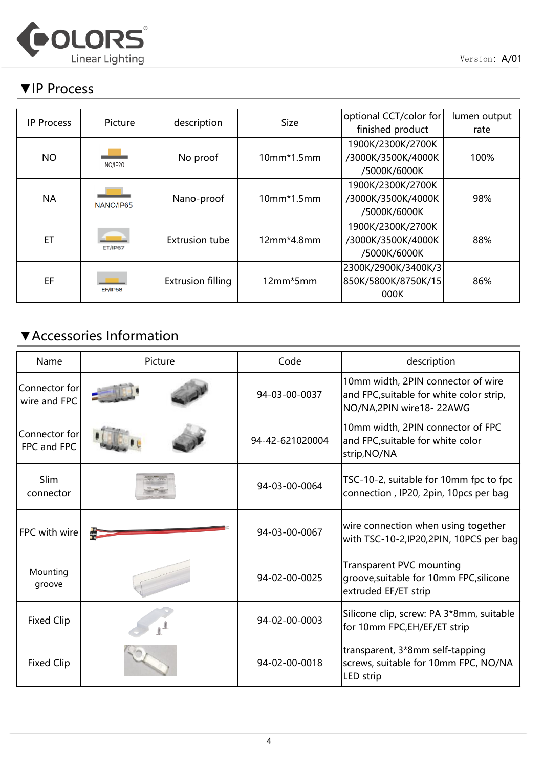## ▼IP Process

| IP Process | Picture | description | Size | optional CCT/color for finished product | lumen output rate |
|---|---|---|---|---|---|
| NO | NO/IP20 | No proof | 10mm*1.5mm | 1900K/2300K/2700K/3000K/3500K/4000K/5000K/6000K | 100% |
| NA | NANO/IP65 | Nano-proof | 10mm*1.5mm | 1900K/2300K/2700K/3000K/3500K/4000K/5000K/6000K | 98% |
| ET | ET/IP67 | Extrusion tube | 12mm*4.8mm | 1900K/2300K/2700K/3000K/3500K/4000K/5000K/6000K | 88% |
| EF | EF/IP68 | Extrusion filling | 12mm*5mm | 2300K/2900K/3400K/3850K/5800K/8750K/15000K | 86% |

## ▼Accessories Information

| Name | Picture | | Code | description |
|---|---|---|---|---|
| Connector for wire and FPC | | | 94-03-00-0037 | 10mm width, 2PIN connector of wire and FPC,suitable for white color strip, NO/NA,2PIN wire18- 22AWG |
| Connector for FPC and FPC | | | 94-42-621020004 | 10mm width, 2PIN connector of FPC and FPC,suitable for white color strip,NO/NA |
| Slim connector | | | 94-03-00-0064 | TSC-10-2, suitable for 10mm fpc to fpc connection , IP20, 2pin, 10pcs per bag |
| FPC with wire | | | 94-03-00-0067 | wire connection when using together with TSC-10-2,IP20,2PIN, 10PCS per bag |
| Mounting groove | | | 94-02-00-0025 | Transparent PVC mounting groove,suitable for 10mm FPC,silicone extruded EF/ET strip |
| Fixed Clip | | | 94-02-00-0003 | Silicone clip, screw: PA 3*8mm, suitable for 10mm FPC,EH/EF/ET strip |
| Fixed Clip | | | 94-02-00-0018 | transparent, 3*8mm self-tapping screws, suitable for 10mm FPC, NO/NA LED strip |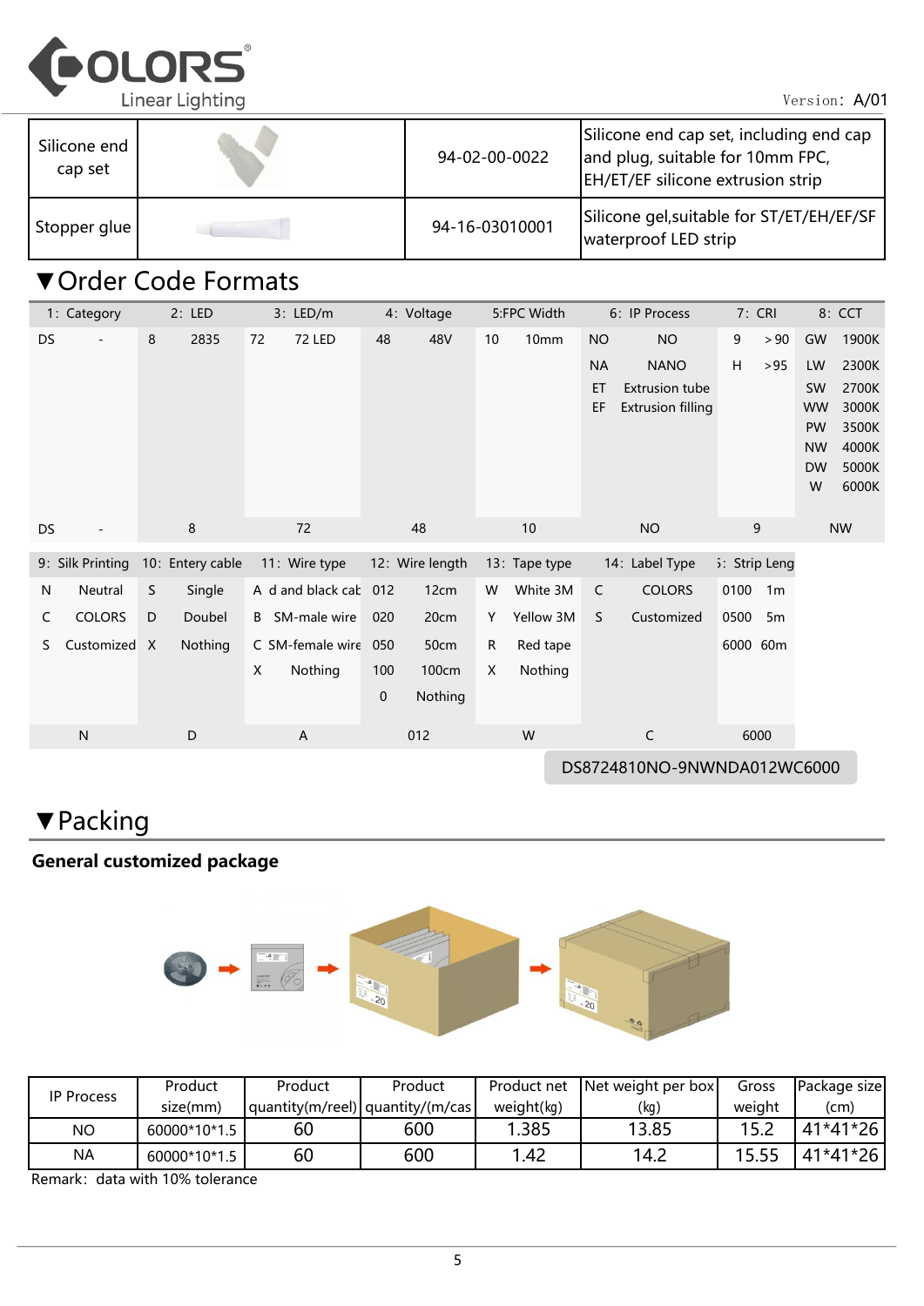| Silicone end cap set | | 94-02-00-0022 | Silicone end cap set, including end cap and plug, suitable for 10mm FPC, EH/ET/EF silicone extrusion strip |
|---|---|---|---|
| Stopper glue | | 94-16-03010001 | Silicone gel,suitable for ST/ET/EH/EF/SF waterproof LED strip |

## ▼Order Code Formats

| 1: Category | | 2: LED | | 3: LED/m | | 4: Voltage | | 5:FPC Width | | 6: IP Process | | 7: CRI | | 8: CCT | |
|---|---|---|---|---|---|---|---|---|---|---|---|---|---|---|---|
| DS | - | 8 | 2835 | 72 | 72 LED | 48 | 48V | 10 | 10mm | NO | NO | 9 | ＞90 | GW | 1900K |
| | | | | | | | | | | NA | NANO | H | ＞95 | LW | 2300K |
| | | | | | | | | | | ET | Extrusion tube | | | SW | 2700K |
| | | | | | | | | | | EF | Extrusion filling | | | WW | 3000K |
| | | | | | | | | | | | | | | PW | 3500K |
| | | | | | | | | | | | | | | NW | 4000K |
| | | | | | | | | | | | | | | DW | 5000K |
| | | | | | | | | | | | | | | W | 6000K |
| DS | - | 8 | | 72 | | 48 | | 10 | | NO | | 9 | | NW | |

| 9: Silk Printing | | 10: Entery cable | | 11: Wire type | | 12: Wire length | | 13: Tape type | | 14: Label Type | | 15: Strip Leng | |
|---|---|---|---|---|---|---|---|---|---|---|---|---|---|
| N | Neutral | S | Single | A | d and black cab | 012 | 12cm | W | White 3M | C | COLORS | 0100 | 1m |
| C | COLORS | D | Doubel | B | SM-male wire | 020 | 20cm | Y | Yellow 3M | S | Customized | 0500 | 5m |
| S | Customized | X | Nothing | C | SM-female wire | 050 | 50cm | R | Red tape | | | 6000 | 60m |
| | | | | X | Nothing | 100 | 100cm | X | Nothing | | | | |
| | | | | | | 0 | Nothing | | | | | | |
| N | | D | | A | | 012 | | W | | C | | 6000 | |

DS8724810NO-9NWNDA012WC6000

## ▼Packing

**General customized package**

| IP Process | Product size(mm) | Product quantity(m/reel) | Product quantity/(m/cas | Product net weight(kg) | Net weight per box (kg) | Gross weight | Package size (cm) |
|---|---|---|---|---|---|---|---|
| NO | 60000*10*1.5 | 60 | 600 | 1.385 | 13.85 | 15.2 | 41*41*26 |
| NA | 60000*10*1.5 | 60 | 600 | 1.42 | 14.2 | 15.55 | 41*41*26 |

Remark: data with 10% tolerance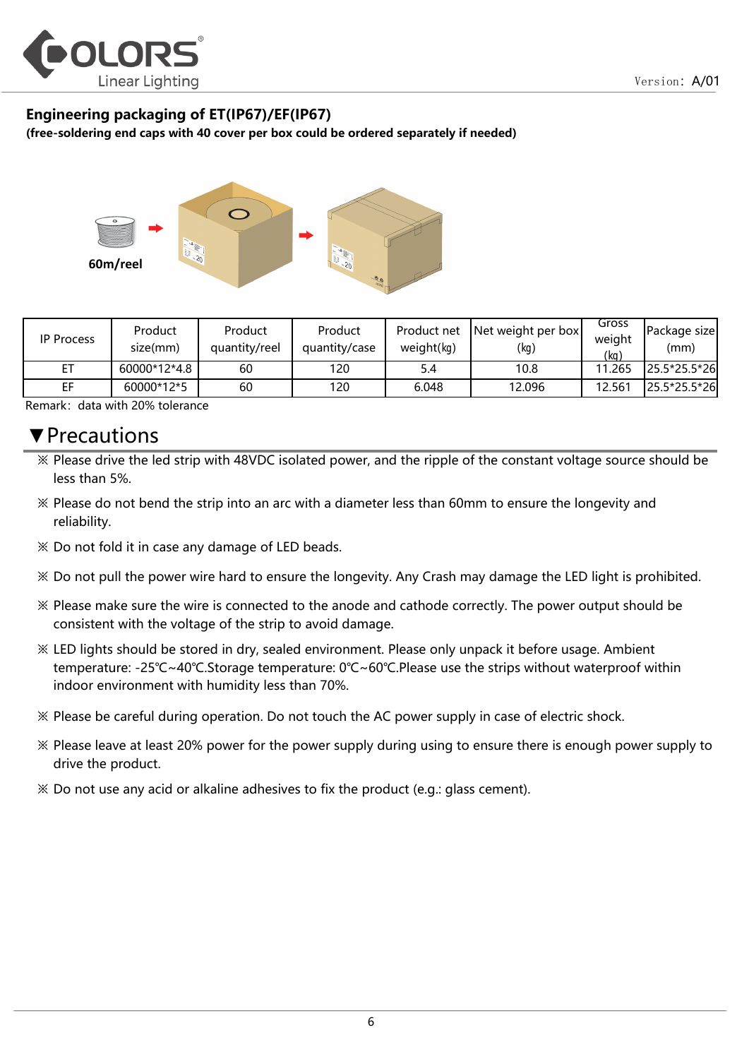## Engineering packaging of ET(IP67)/EF(IP67)

**(free-soldering end caps with 40 cover per box could be ordered separately if needed)**

60m/reel

| IP Process | Product size(mm) | Product quantity/reel | Product quantity/case | Product net weight(kg) | Net weight per box (kg) | Gross weight (kg) | Package size (mm) |
|---|---|---|---|---|---|---|---|
| ET | 60000*12*4.8 | 60 | 120 | 5.4 | 10.8 | 11.265 | 25.5*25.5*26 |
| EF | 60000*12*5 | 60 | 120 | 6.048 | 12.096 | 12.561 | 25.5*25.5*26 |

Remark：data with 20% tolerance

# ▼Precautions

※ Please drive the led strip with 48VDC isolated power, and the ripple of the constant voltage source should be less than 5%.

※ Please do not bend the strip into an arc with a diameter less than 60mm to ensure the longevity and reliability.

※ Do not fold it in case any damage of LED beads.

※ Do not pull the power wire hard to ensure the longevity. Any Crash may damage the LED light is prohibited.

※ Please make sure the wire is connected to the anode and cathode correctly. The power output should be consistent with the voltage of the strip to avoid damage.

※ LED lights should be stored in dry, sealed environment. Please only unpack it before usage. Ambient temperature: -25℃~40℃.Storage temperature: 0℃~60℃.Please use the strips without waterproof within indoor environment with humidity less than 70%.

※ Please be careful during operation. Do not touch the AC power supply in case of electric shock.

※ Please leave at least 20% power for the power supply during using to ensure there is enough power supply to drive the product.

※ Do not use any acid or alkaline adhesives to fix the product (e.g.: glass cement).